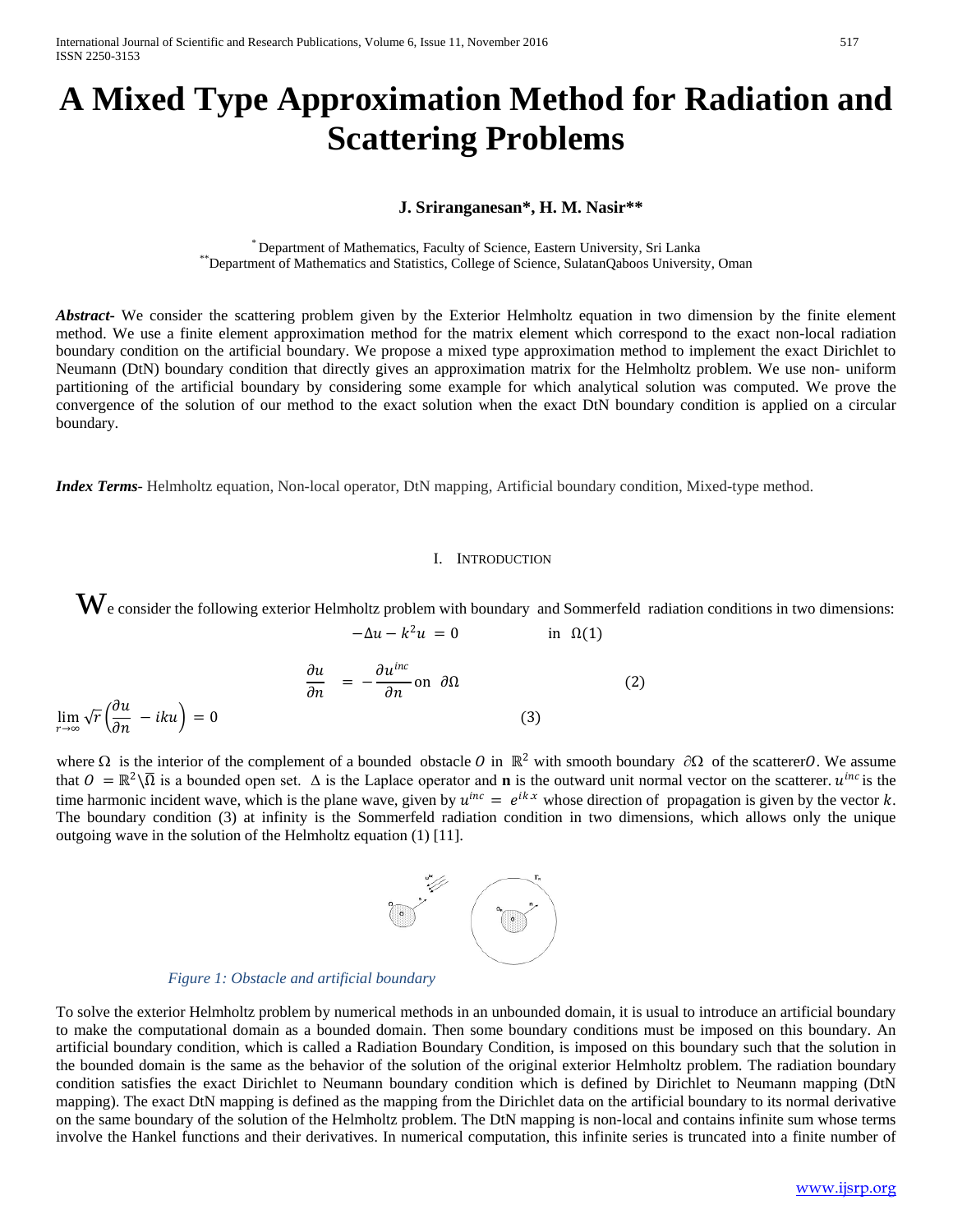# A Mixed Type Approximation Method for Radiation and Scattering Problems

**J. Sriranganesan*, H. M. Nasir****

[*] Department of Mathematics, Faculty of Science, Eastern University, Sri Lanka
[**] Department of Mathematics and Statistics, College of Science, SulatanQaboos University, Oman

***Abstract***- We consider the scattering problem given by the Exterior Helmholtz equation in two dimension by the finite element method. We use a finite element approximation method for the matrix element which correspond to the exact non-local radiation boundary condition on the artificial boundary. We propose a mixed type approximation method to implement the exact Dirichlet to Neumann (DtN) boundary condition that directly gives an approximation matrix for the Helmholtz problem. We use non- uniform partitioning of the artificial boundary by considering some example for which analytical solution was computed. We prove the convergence of the solution of our method to the exact solution when the exact DtN boundary condition is applied on a circular boundary.

***Index Terms***- Helmholtz equation, Non-local operator, DtN mapping, Artificial boundary condition, Mixed-type method.

## I. Introduction

We consider the following exterior Helmholtz problem with boundary and Sommerfeld radiation conditions in two dimensions:

$$-\Delta u - k^2 u = 0 \qquad \text{in } \Omega \tag{1}$$

$$\frac{\partial u}{\partial n} = -\frac{\partial u^{inc}}{\partial n} \text{ on } \partial\Omega \tag{2}$$

$$\lim_{r\to\infty} \sqrt{r}\left(\frac{\partial u}{\partial n} - iku\right) = 0 \tag{3}$$

where $\Omega$ is the interior of the complement of a bounded obstacle $O$ in $\mathbb{R}^2$ with smooth boundary $\partial\Omega$ of the scatterer $O$. We assume that $O = \mathbb{R}^2 \backslash \bar{\Omega}$ is a bounded open set. $\Delta$ is the Laplace operator and **n** is the outward unit normal vector on the scatterer. $u^{inc}$ is the time harmonic incident wave, which is the plane wave, given by $u^{inc} = e^{ik\,x}$ whose direction of propagation is given by the vector $k$. The boundary condition (3) at infinity is the Sommerfeld radiation condition in two dimensions, which allows only the unique outgoing wave in the solution of the Helmholtz equation (1) [11].

*Figure 1: Obstacle and artificial boundary*

To solve the exterior Helmholtz problem by numerical methods in an unbounded domain, it is usual to introduce an artificial boundary to make the computational domain as a bounded domain. Then some boundary conditions must be imposed on this boundary. An artificial boundary condition, which is called a Radiation Boundary Condition, is imposed on this boundary such that the solution in the bounded domain is the same as the behavior of the solution of the original exterior Helmholtz problem. The radiation boundary condition satisfies the exact Dirichlet to Neumann boundary condition which is defined by Dirichlet to Neumann mapping (DtN mapping). The exact DtN mapping is defined as the mapping from the Dirichlet data on the artificial boundary to its normal derivative on the same boundary of the solution of the Helmholtz problem. The DtN mapping is non-local and contains infinite sum whose terms involve the Hankel functions and their derivatives. In numerical computation, this infinite series is truncated into a finite number of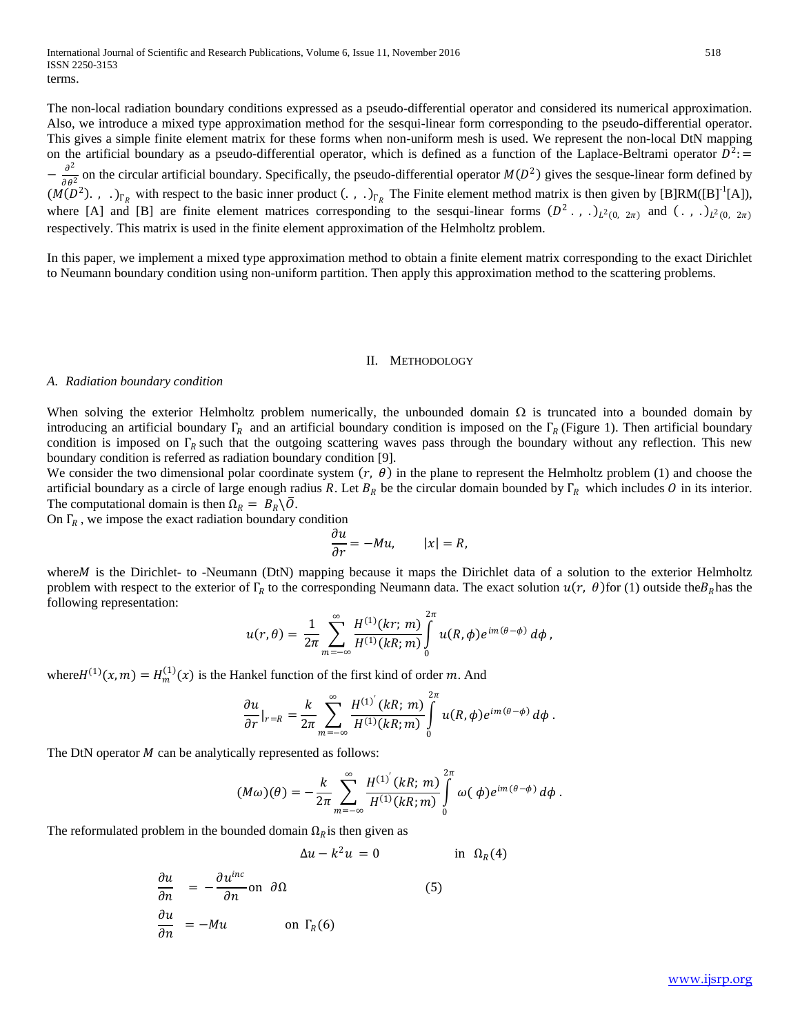terms.

The non-local radiation boundary conditions expressed as a pseudo-differential operator and considered its numerical approximation. Also, we introduce a mixed type approximation method for the sesqui-linear form corresponding to the pseudo-differential operator. This gives a simple finite element matrix for these forms when non-uniform mesh is used. We represent the non-local DtN mapping on the artificial boundary as a pseudo-differential operator, which is defined as a function of the Laplace-Beltrami operator $D^2 := -\frac{\partial^2}{\partial \theta^2}$ on the circular artificial boundary. Specifically, the pseudo-differential operator $M(D^2)$ gives the sesque-linear form defined by $(M(D^2).\,,\,.)_{\Gamma_R}$ with respect to the basic inner product $(.\,,\,.)_{\Gamma_R}$ The Finite element method matrix is then given by [B]RM([B]$^{-1}$[A]), where [A] and [B] are finite element matrices corresponding to the sesqui-linear forms $(D^2\,.\,,\,.)_{L^2(0,\,2\pi)}$ and $(.\,,\,.)_{L^2(0,\,2\pi)}$ respectively. This matrix is used in the finite element approximation of the Helmholtz problem.

In this paper, we implement a mixed type approximation method to obtain a finite element matrix corresponding to the exact Dirichlet to Neumann boundary condition using non-uniform partition. Then apply this approximation method to the scattering problems.

## II. Methodology

### A. Radiation boundary condition

When solving the exterior Helmholtz problem numerically, the unbounded domain $\Omega$ is truncated into a bounded domain by introducing an artificial boundary $\Gamma_R$ and an artificial boundary condition is imposed on the $\Gamma_R$ (Figure 1). Then artificial boundary condition is imposed on $\Gamma_R$ such that the outgoing scattering waves pass through the boundary without any reflection. This new boundary condition is referred as radiation boundary condition [9].

We consider the two dimensional polar coordinate system $(r,\ \theta)$ in the plane to represent the Helmholtz problem (1) and choose the artificial boundary as a circle of large enough radius $R$. Let $B_R$ be the circular domain bounded by $\Gamma_R$ which includes $O$ in its interior. The computational domain is then $\Omega_R = B_R \backslash \bar{O}$.

On $\Gamma_R$, we impose the exact radiation boundary condition

$$\frac{\partial u}{\partial r} = -Mu, \qquad |x| = R,$$

where $M$ is the Dirichlet- to -Neumann (DtN) mapping because it maps the Dirichlet data of a solution to the exterior Helmholtz problem with respect to the exterior of $\Gamma_R$ to the corresponding Neumann data. The exact solution $u(r,\ \theta)$ for (1) outside the $B_R$ has the following representation:

$$u(r,\theta) = \frac{1}{2\pi}\sum_{m=-\infty}^{\infty} \frac{H^{(1)}(kr;\, m)}{H^{(1)}(kR;m)} \int_0^{2\pi} u(R,\phi)e^{im(\theta-\phi)}\, d\phi\,,$$

where $H^{(1)}(x,m) = H_m^{(1)}(x)$ is the Hankel function of the first kind of order $m$. And

$$\frac{\partial u}{\partial r}\Big|_{r=R} = \frac{k}{2\pi}\sum_{m=-\infty}^{\infty} \frac{H^{(1)'}(kR;\, m)}{H^{(1)}(kR;m)} \int_0^{2\pi} u(R,\phi)e^{im(\theta-\phi)}\, d\phi\,.$$

The DtN operator $M$ can be analytically represented as follows:

$$(M\omega)(\theta) = -\frac{k}{2\pi}\sum_{m=-\infty}^{\infty} \frac{H^{(1)'}(kR;\, m)}{H^{(1)}(kR;m)} \int_0^{2\pi} \omega(\,\phi)e^{im(\theta-\phi)}\, d\phi\,.$$

The reformulated problem in the bounded domain $\Omega_R$ is then given as

$$\Delta u - k^2 u = 0 \qquad \text{in } \ \Omega_R \quad (4)$$

$$\frac{\partial u}{\partial n} = -\frac{\partial u^{inc}}{\partial n} \text{ on } \ \partial\Omega \qquad (5)$$

$$\frac{\partial u}{\partial n} = -Mu \qquad \text{on } \ \Gamma_R \quad (6)$$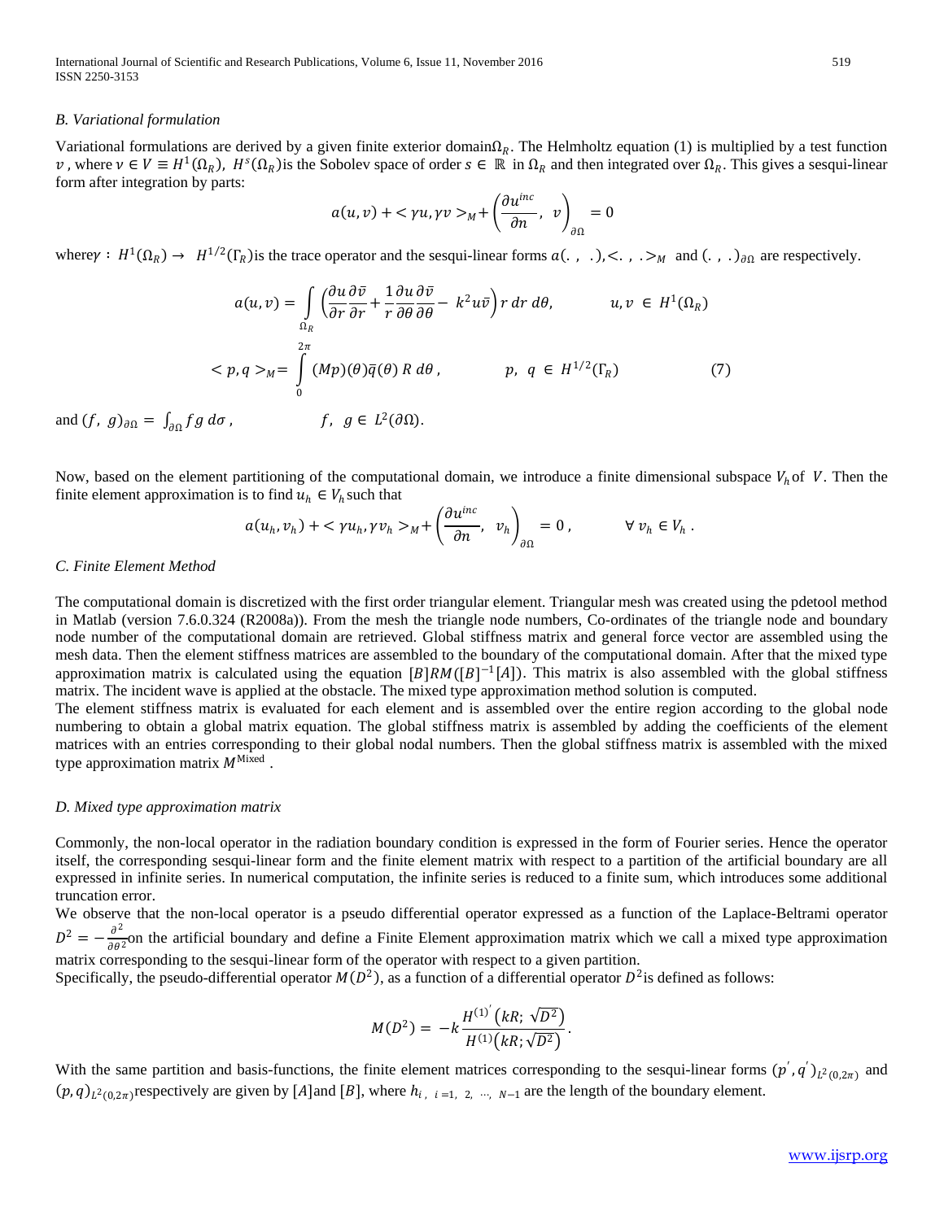### B. Variational formulation

Variational formulations are derived by a given finite exterior domain$\Omega_R$. The Helmholtz equation (1) is multiplied by a test function $v$ , where $v \in V \equiv H^1(\Omega_R)$, $H^s(\Omega_R)$is the Sobolev space of order $s \in \mathbb{R}$ in $\Omega_R$ and then integrated over $\Omega_R$. This gives a sesqui-linear form after integration by parts:

$$a(u,v) + <\gamma u, \gamma v>_M + \left(\frac{\partial u^{inc}}{\partial n},\ v\right)_{\partial\Omega} = 0$$

where$\gamma : H^1(\Omega_R) \rightarrow H^{1/2}(\Gamma_R)$is the trace operator and the sesqui-linear forms $a(.\ ,\ .)$,$<.\ ,\ .>_M$ and $(.\ ,\ .)_{\partial\Omega}$ are respectively.

$$a(u,v) = \int_{\Omega_R} \left(\frac{\partial u}{\partial r}\frac{\partial \bar{v}}{\partial r} + \frac{1}{r}\frac{\partial u}{\partial \theta}\frac{\partial \bar{v}}{\partial \theta} - k^2 u\bar{v}\right) r\, dr\, d\theta, \qquad u, v \in H^1(\Omega_R)$$

$$<p, q>_M = \int_0^{2\pi} (Mp)(\theta)\bar{q}(\theta)\, R\, d\theta\,, \qquad p,\ q \in H^{1/2}(\Gamma_R) \qquad (7)$$

and $(f,\ g)_{\partial\Omega} = \int_{\partial\Omega} f g\, d\sigma\,,$ $\qquad f,\ g \in L^2(\partial\Omega).$

Now, based on the element partitioning of the computational domain, we introduce a finite dimensional subspace $V_h$ of $V$. Then the finite element approximation is to find $u_h \in V_h$ such that

$$a(u_h, v_h) + <\gamma u_h, \gamma v_h>_M + \left(\frac{\partial u^{inc}}{\partial n},\ v_h\right)_{\partial\Omega} = 0\,, \qquad \forall\, v_h \in V_h\,.$$

### C. Finite Element Method

The computational domain is discretized with the first order triangular element. Triangular mesh was created using the pdetool method in Matlab (version 7.6.0.324 (R2008a)). From the mesh the triangle node numbers, Co-ordinates of the triangle node and boundary node number of the computational domain are retrieved. Global stiffness matrix and general force vector are assembled using the mesh data. Then the element stiffness matrices are assembled to the boundary of the computational domain. After that the mixed type approximation matrix is calculated using the equation $[B]RM([B]^{-1}[A])$. This matrix is also assembled with the global stiffness matrix. The incident wave is applied at the obstacle. The mixed type approximation method solution is computed.

The element stiffness matrix is evaluated for each element and is assembled over the entire region according to the global node numbering to obtain a global matrix equation. The global stiffness matrix is assembled by adding the coefficients of the element matrices with an entries corresponding to their global nodal numbers. Then the global stiffness matrix is assembled with the mixed type approximation matrix $M^{\text{Mixed}}$ .

### D. Mixed type approximation matrix

Commonly, the non-local operator in the radiation boundary condition is expressed in the form of Fourier series. Hence the operator itself, the corresponding sesqui-linear form and the finite element matrix with respect to a partition of the artificial boundary are all expressed in infinite series. In numerical computation, the infinite series is reduced to a finite sum, which introduces some additional truncation error.

We observe that the non-local operator is a pseudo differential operator expressed as a function of the Laplace-Beltrami operator $D^2 = -\frac{\partial^2}{\partial\theta^2}$on the artificial boundary and define a Finite Element approximation matrix which we call a mixed type approximation matrix corresponding to the sesqui-linear form of the operator with respect to a given partition.

Specifically, the pseudo-differential operator $M(D^2)$, as a function of a differential operator $D^2$is defined as follows:

$$M(D^2) = -k\frac{H^{(1)'}\left(kR; \sqrt{D^2}\right)}{H^{(1)}\left(kR; \sqrt{D^2}\right)}.$$

With the same partition and basis-functions, the finite element matrices corresponding to the sesqui-linear forms $(p', q')_{L^2(0,2\pi)}$ and $(p,q)_{L^2(0,2\pi)}$respectively are given by $[A]$and $[B]$, where $h_{i,\ i=1,\ 2,\ \cdots,\ N-1}$ are the length of the boundary element.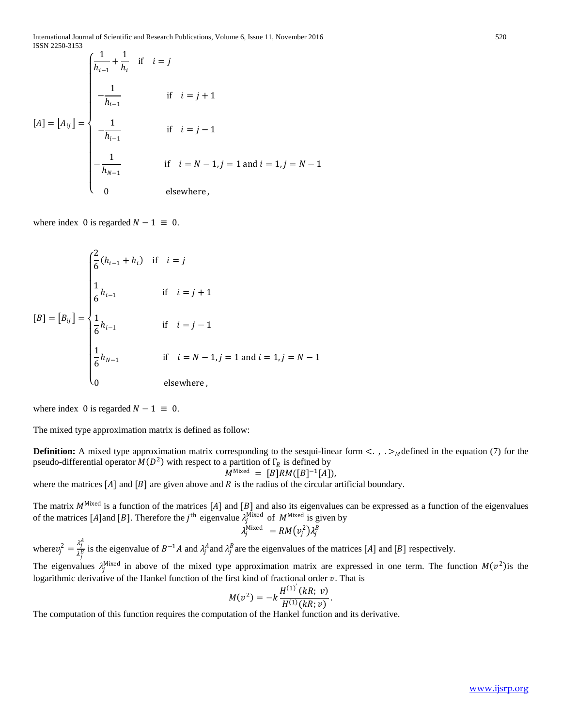$$
[A] = [A_{ij}] = \begin{cases} \dfrac{1}{h_{i-1}} + \dfrac{1}{h_i} & \text{if} \quad i = j \\ -\dfrac{1}{h_{i-1}} & \text{if} \quad i = j+1 \\ -\dfrac{1}{h_{i-1}} & \text{if} \quad i = j-1 \\ -\dfrac{1}{h_{N-1}} & \text{if} \quad i = N-1, j = 1 \text{ and } i = 1, j = N-1 \\ 0 & \text{elsewhere}, \end{cases}
$$

where index 0 is regarded $N - 1 \equiv 0$.

$$
[B] = [B_{ij}] = \begin{cases} \dfrac{2}{6}(h_{i-1} + h_i) & \text{if} \quad i = j \\ \dfrac{1}{6} h_{i-1} & \text{if} \quad i = j+1 \\ \dfrac{1}{6} h_{i-1} & \text{if} \quad i = j-1 \\ \dfrac{1}{6} h_{N-1} & \text{if} \quad i = N-1, j = 1 \text{ and } i = 1, j = N-1 \\ 0 & \text{elsewhere}, \end{cases}
$$

where index 0 is regarded $N - 1 \equiv 0$.

The mixed type approximation matrix is defined as follow:

**Definition:** A mixed type approximation matrix corresponding to the sesqui-linear form $<.\,,\,.>_M$ defined in the equation (7) for the pseudo-differential operator $M(D^2)$ with respect to a partition of $\Gamma_R$ is defined by

$$
M^{\text{Mixed}} = [B]RM([B]^{-1}[A]),
$$

where the matrices $[A]$ and $[B]$ are given above and $R$ is the radius of the circular artificial boundary.

The matrix $M^{\text{Mixed}}$ is a function of the matrices $[A]$ and $[B]$ and also its eigenvalues can be expressed as a function of the eigenvalues of the matrices $[A]$and $[B]$. Therefore the $j^{\text{th}}$ eigenvalue $\lambda_j^{\text{Mixed}}$ of $M^{\text{Mixed}}$ is given by

$$
\lambda_j^{\text{Mixed}} = RM(v_j^2)\lambda_j^B
$$

where $v_j^2 = \frac{\lambda_j^A}{\lambda_j^B}$ is the eigenvalue of $B^{-1}A$ and $\lambda_j^A$ and $\lambda_j^B$ are the eigenvalues of the matrices $[A]$ and $[B]$ respectively.

The eigenvalues $\lambda_j^{\text{Mixed}}$ in above of the mixed type approximation matrix are expressed in one term. The function $M(v^2)$is the logarithmic derivative of the Hankel function of the first kind of fractional order $v$. That is

$$
M(v^2) = -k\frac{H^{(1)'}(kR;\ v)}{H^{(1)}(kR; v)}.
$$

The computation of this function requires the computation of the Hankel function and its derivative.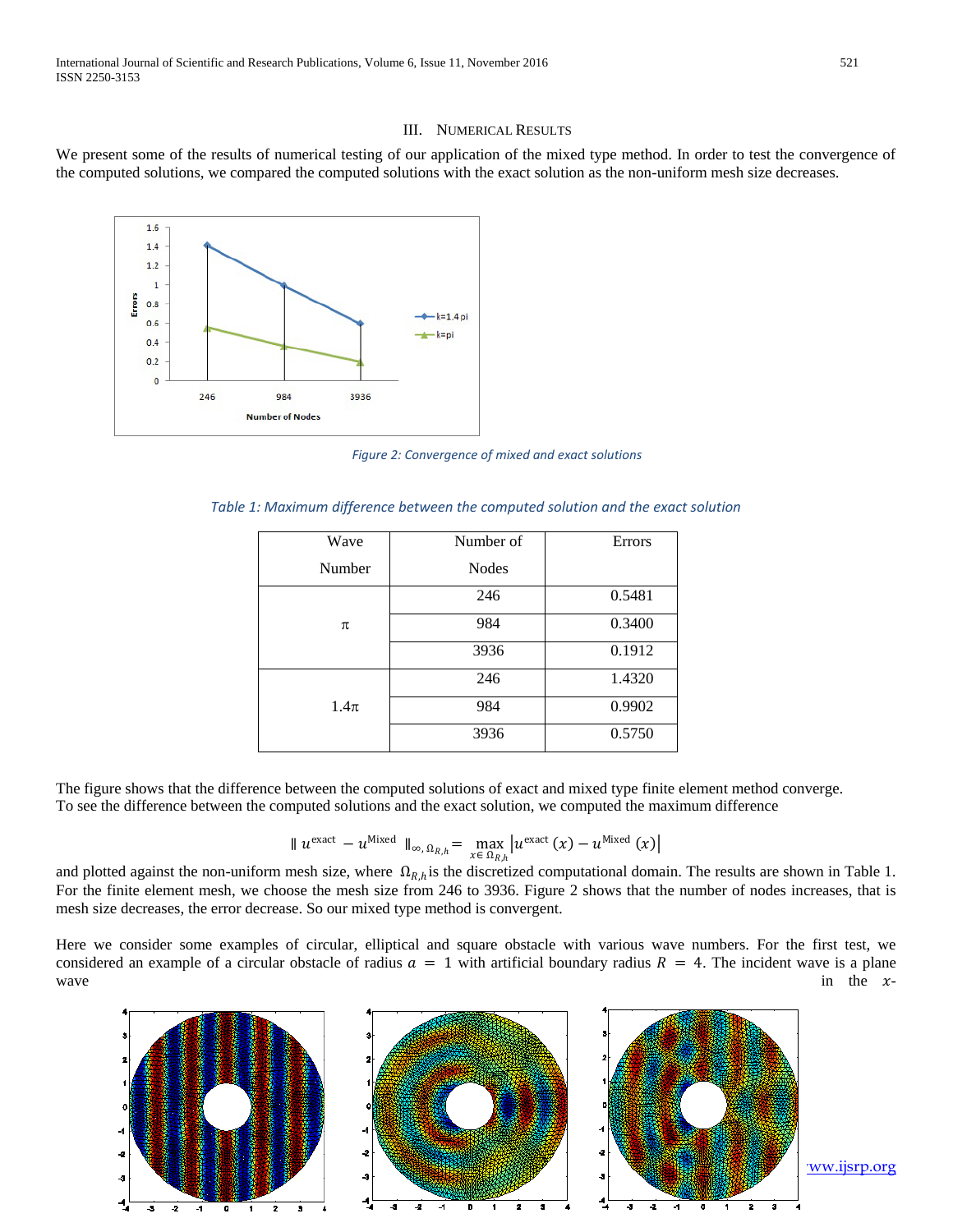## III. Numerical Results

We present some of the results of numerical testing of our application of the mixed type method. In order to test the convergence of the computed solutions, we compared the computed solutions with the exact solution as the non-uniform mesh size decreases.

*Figure 2: Convergence of mixed and exact solutions*

*Table 1: Maximum difference between the computed solution and the exact solution*

| Wave Number | Number of Nodes | Errors |
|---|---|---|
| π | 246 | 0.5481 |
| | 984 | 0.3400 |
| | 3936 | 0.1912 |
| 1.4π | 246 | 1.4320 |
| | 984 | 0.9902 |
| | 3936 | 0.5750 |

The figure shows that the difference between the computed solutions of exact and mixed type finite element method converge. To see the difference between the computed solutions and the exact solution, we computed the maximum difference

$$\| u^{\text{exact}} - u^{\text{Mixed}} \|_{\infty, \Omega_{R,h}} = \max_{x \in \Omega_{R,h}} \left| u^{\text{exact}}(x) - u^{\text{Mixed}}(x) \right|$$

and plotted against the non-uniform mesh size, where $\Omega_{R,h}$ is the discretized computational domain. The results are shown in Table 1. For the finite element mesh, we choose the mesh size from 246 to 3936. Figure 2 shows that the number of nodes increases, that is mesh size decreases, the error decrease. So our mixed type method is convergent.

Here we consider some examples of circular, elliptical and square obstacle with various wave numbers. For the first test, we considered an example of a circular obstacle of radius $a = 1$ with artificial boundary radius $R = 4$. The incident wave is a plane wave in the $x$-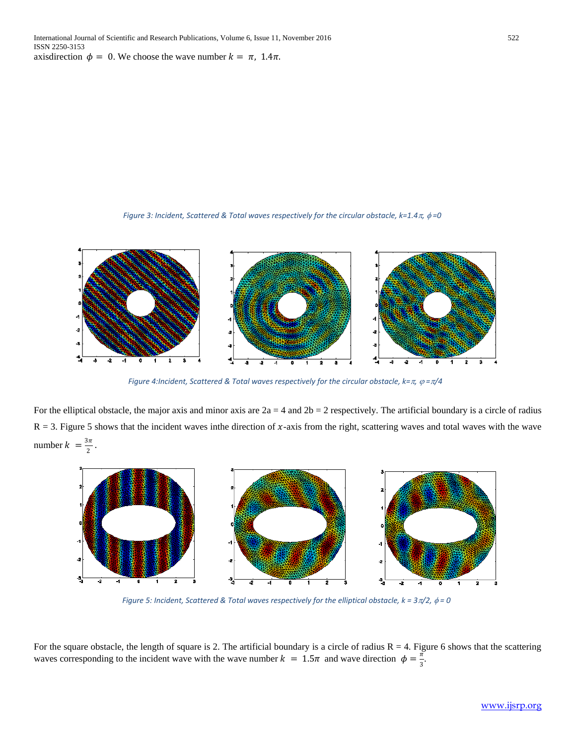axisdirection $\phi = 0$. We choose the wave number $k = \pi, 1.4\pi$.

*Figure 3: Incident, Scattered & Total waves respectively for the circular obstacle, k=1.4π, φ=0*

*Figure 4:Incident, Scattered & Total waves respectively for the circular obstacle, k=π, φ=π/4*

For the elliptical obstacle, the major axis and minor axis are 2a = 4 and 2b = 2 respectively. The artificial boundary is a circle of radius R = 3. Figure 5 shows that the incident waves inthe direction of $x$-axis from the right, scattering waves and total waves with the wave number $k = \frac{3\pi}{2}$.

*Figure 5: Incident, Scattered & Total waves respectively for the elliptical obstacle, k = 3π/2, φ = 0*

For the square obstacle, the length of square is 2. The artificial boundary is a circle of radius R = 4. Figure 6 shows that the scattering waves corresponding to the incident wave with the wave number $k = 1.5\pi$ and wave direction $\phi = \frac{\pi}{3}$.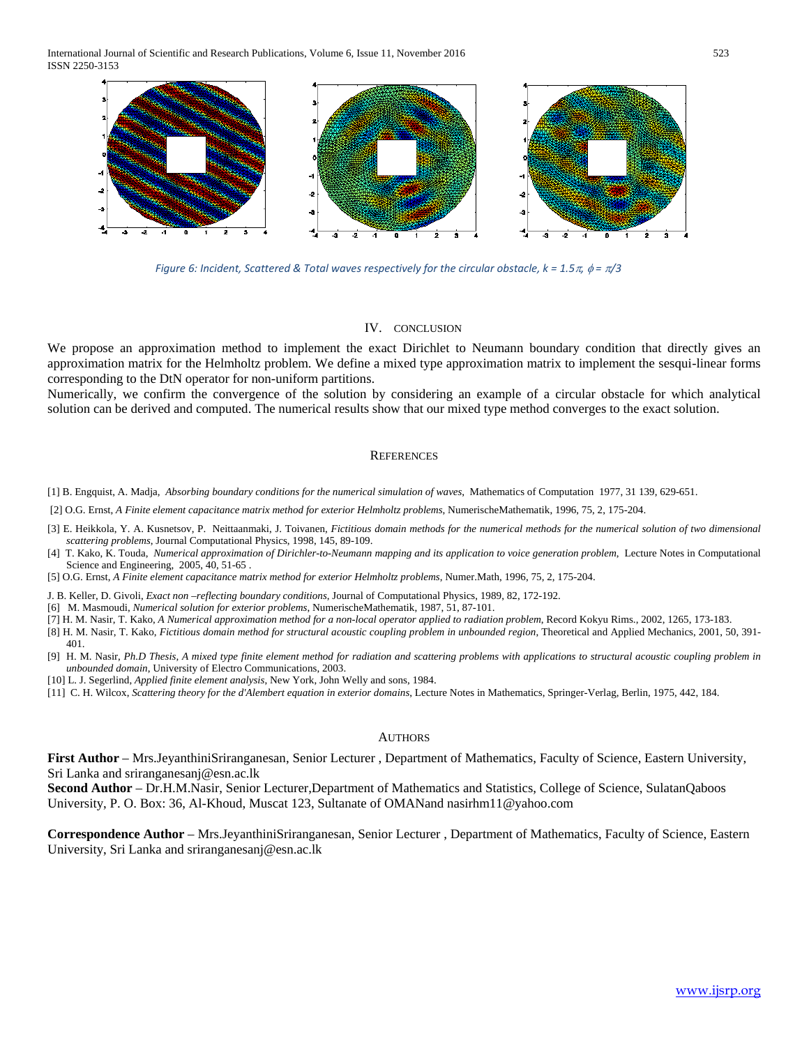Figure 6: Incident, Scattered & Total waves respectively for the circular obstacle, $k = 1.5\pi$, $\phi = \pi/3$

## IV. CONCLUSION

We propose an approximation method to implement the exact Dirichlet to Neumann boundary condition that directly gives an approximation matrix for the Helmholtz problem. We define a mixed type approximation matrix to implement the sesqui-linear forms corresponding to the DtN operator for non-uniform partitions.

Numerically, we confirm the convergence of the solution by considering an example of a circular obstacle for which analytical solution can be derived and computed. The numerical results show that our mixed type method converges to the exact solution.

## REFERENCES

[1] B. Engquist, A. Madja, *Absorbing boundary conditions for the numerical simulation of waves*, Mathematics of Computation 1977, 31 139, 629-651.

[2] O.G. Ernst, *A Finite element capacitance matrix method for exterior Helmholtz problems*, NumerischeMathematik, 1996, 75, 2, 175-204.

[3] E. Heikkola, Y. A. Kusnetsov, P. Neittaanmaki, J. Toivanen, *Fictitious domain methods for the numerical methods for the numerical solution of two dimensional scattering problems*, Journal Computational Physics, 1998, 145, 89-109.

[4] T. Kako, K. Touda, *Numerical approximation of Dirichlet-to-Neumann mapping and its application to voice generation problem*, Lecture Notes in Computational Science and Engineering, 2005, 40, 51-65 .

[5] O.G. Ernst, *A Finite element capacitance matrix method for exterior Helmholtz problems*, Numer.Math, 1996, 75, 2, 175-204.

J. B. Keller, D. Givoli, *Exact non –reflecting boundary conditions*, Journal of Computational Physics, 1989, 82, 172-192.

[6] M. Masmoudi, *Numerical solution for exterior problems*, NumerischeMathematik, 1987, 51, 87-101.

[7] H. M. Nasir, T. Kako, *A Numerical approximation method for a non-local operator applied to radiation problem*, Record Kokyu Rims., 2002, 1265, 173-183.

[8] H. M. Nasir, T. Kako, *Fictitious domain method for structural acoustic coupling problem in unbounded region*, Theoretical and Applied Mechanics, 2001, 50, 391-401.

[9] H. M. Nasir, *Ph.D Thesis, A mixed type finite element method for radiation and scattering problems with applications to structural acoustic coupling problem in unbounded domain*, University of Electro Communications, 2003.

[10] L. J. Segerlind, *Applied finite element analysis*, New York, John Welly and sons, 1984.

[11] C. H. Wilcox, *Scattering theory for the d'Alembert equation in exterior domains*, Lecture Notes in Mathematics, Springer-Verlag, Berlin, 1975, 442, 184.

## AUTHORS

**First Author** – Mrs.JeyanthiniSriranganesan, Senior Lecturer , Department of Mathematics, Faculty of Science, Eastern University, Sri Lanka and sriranganesanj@esn.ac.lk

**Second Author** – Dr.H.M.Nasir, Senior Lecturer,Department of Mathematics and Statistics, College of Science, SulatanQaboos University, P. O. Box: 36, Al-Khoud, Muscat 123, Sultanate of OMANand nasirhm11@yahoo.com

**Correspondence Author** – Mrs.JeyanthiniSriranganesan, Senior Lecturer , Department of Mathematics, Faculty of Science, Eastern University, Sri Lanka and sriranganesanj@esn.ac.lk